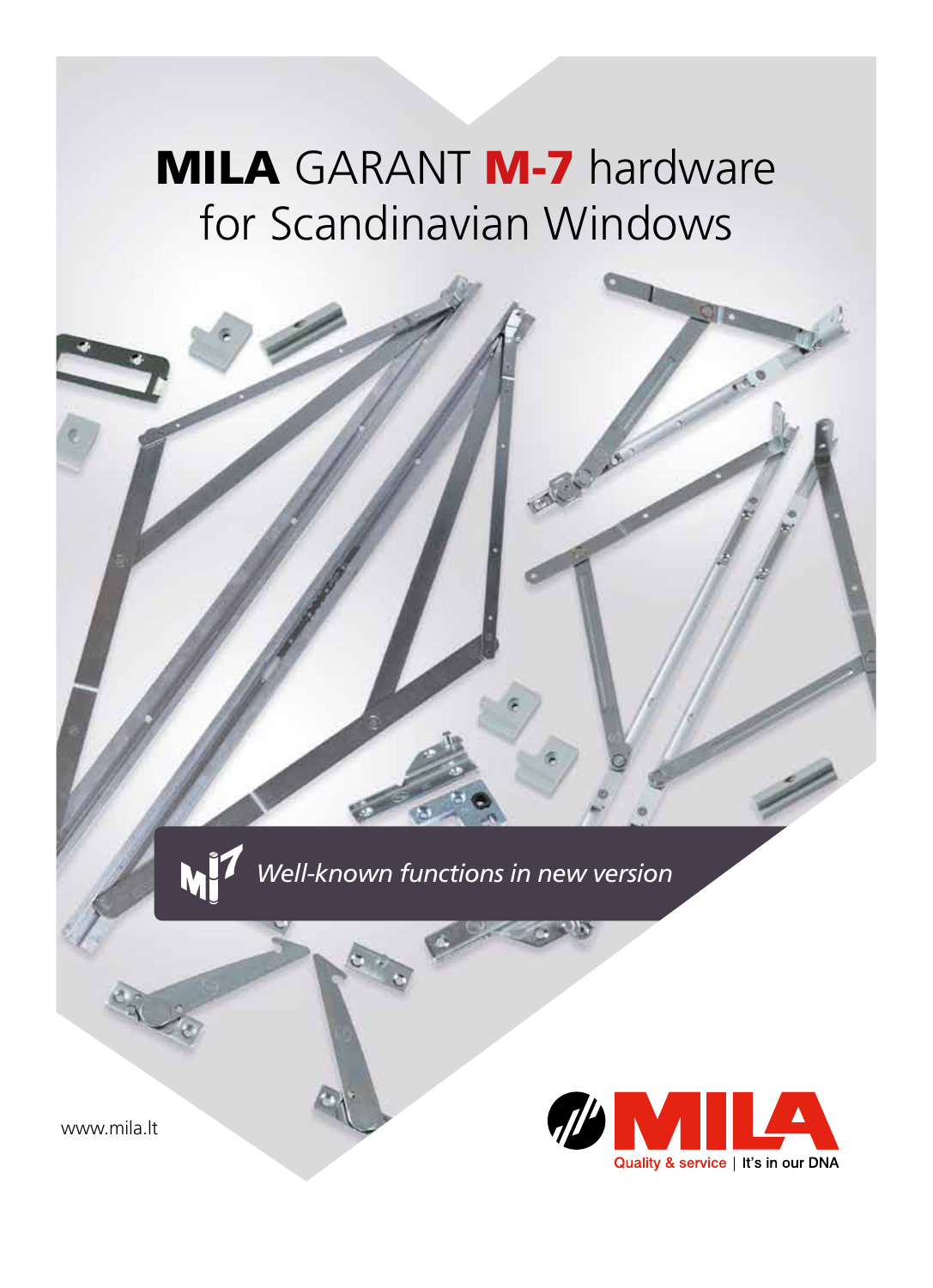# **MILA** GARANT **M-7** hardware for Scandinavian Windows

*Well-known functions in new version*

www.mila.lt

Quality & service | It's in our DNA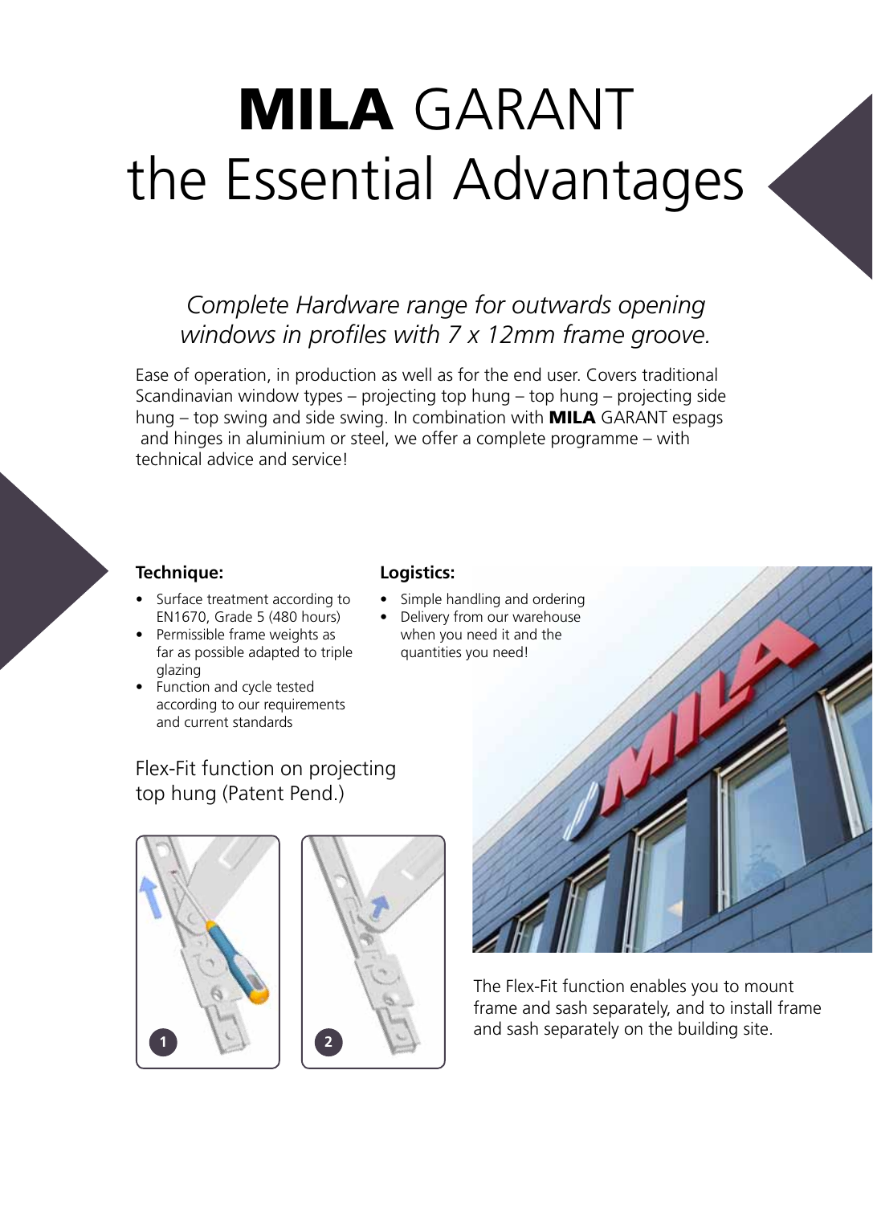# **MILA** GARANT the Essential Advantages

*Complete Hardware range for outwards opening windows in profiles with 7 x 12mm frame groove.*

Ease of operation, in production as well as for the end user. Covers traditional Scandinavian window types – projecting top hung – top hung – projecting side hung – top swing and side swing. In combination with **MILA** GARANT espags and hinges in aluminium or steel, we offer a complete programme – with technical advice and service!

**Technique:**

- Surface treatment according to EN1670, Grade 5 (480 hours)
- Permissible frame weights as far as possible adapted to triple glazing
- Function and cycle tested according to our requirements and current standards

**Logistics:**

- Simple handling and ordering
- Delivery from our warehouse when you need it and the quantities you need!

Flex-Fit function on projecting top hung (Patent Pend.)

The Flex-Fit function enables you to mount frame and sash separately, and to install frame and sash separately on the building site.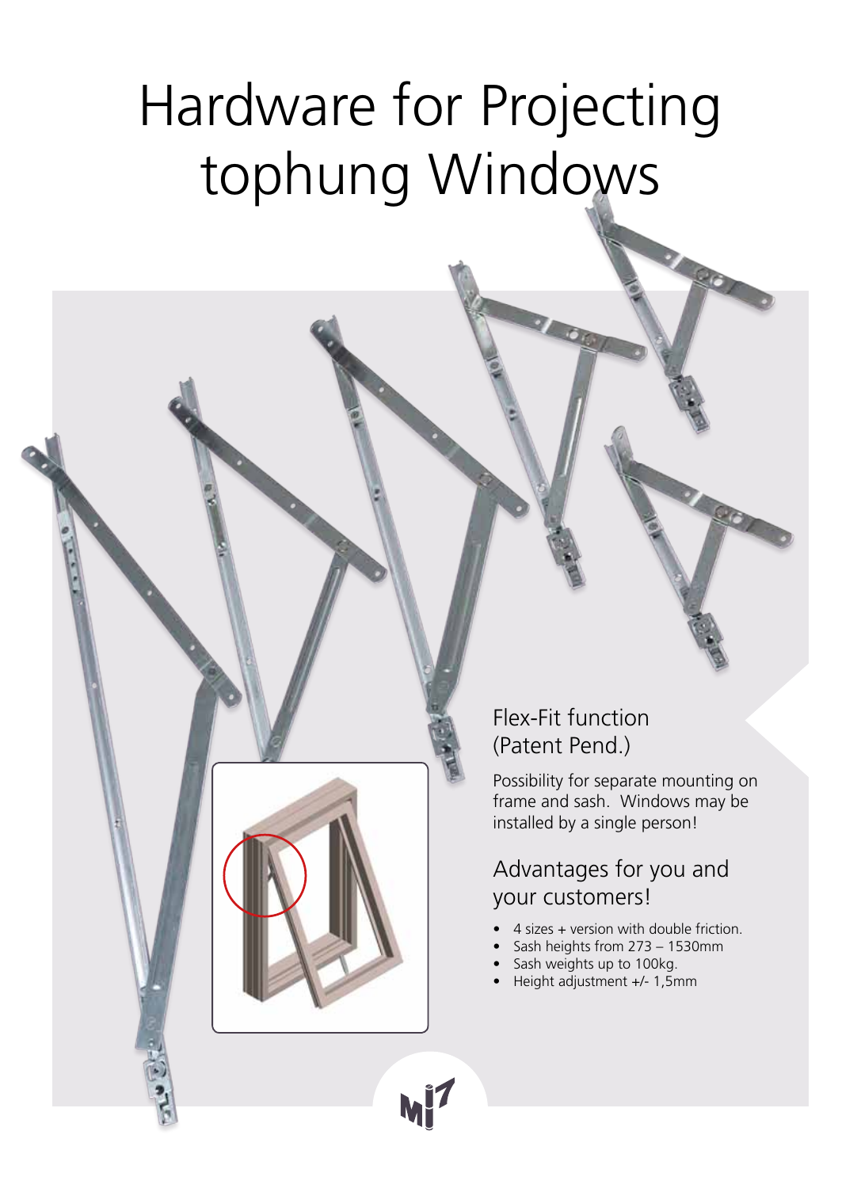# Hardware for Projecting tophung Windows

## Flex-Fit function (Patent Pend.)

Possibility for separate mounting on frame and sash. Windows may be installed by a single person!

## Advantages for you and your customers!

- 4 sizes + version with double friction.
- Sash heights from 273 – 1530mm
- Sash weights up to 100kg.
- Height adjustment +/- 1,5mm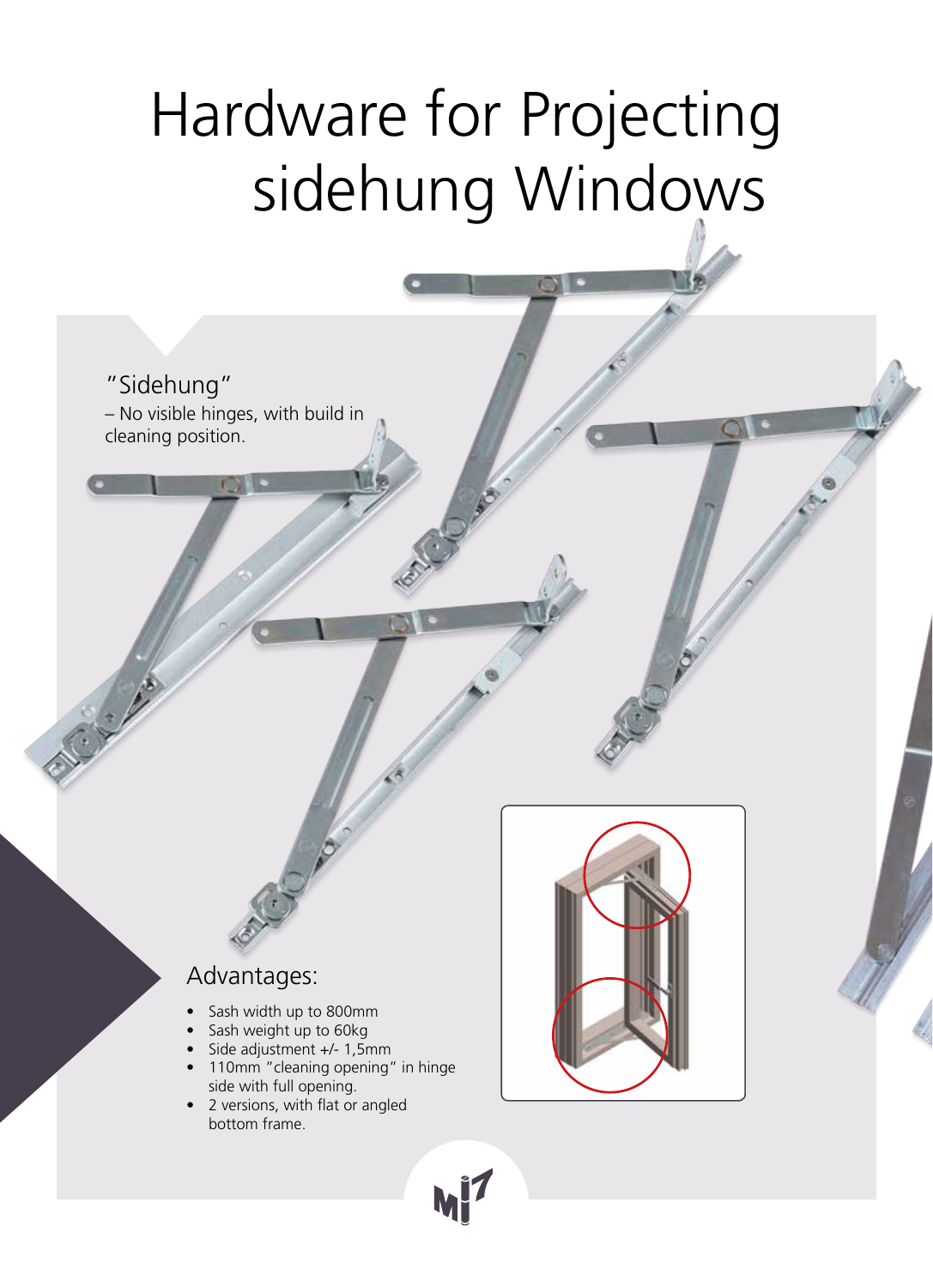# Hardware for Projecting sidehung Windows

"Sidehung"
– No visible hinges, with build in cleaning position.

## Advantages:

- Sash width up to 800mm
- Sash weight up to 60kg
- Side adjustment +/- 1,5mm
- 110mm "cleaning opening" in hinge side with full opening.
- 2 versions, with flat or angled bottom frame.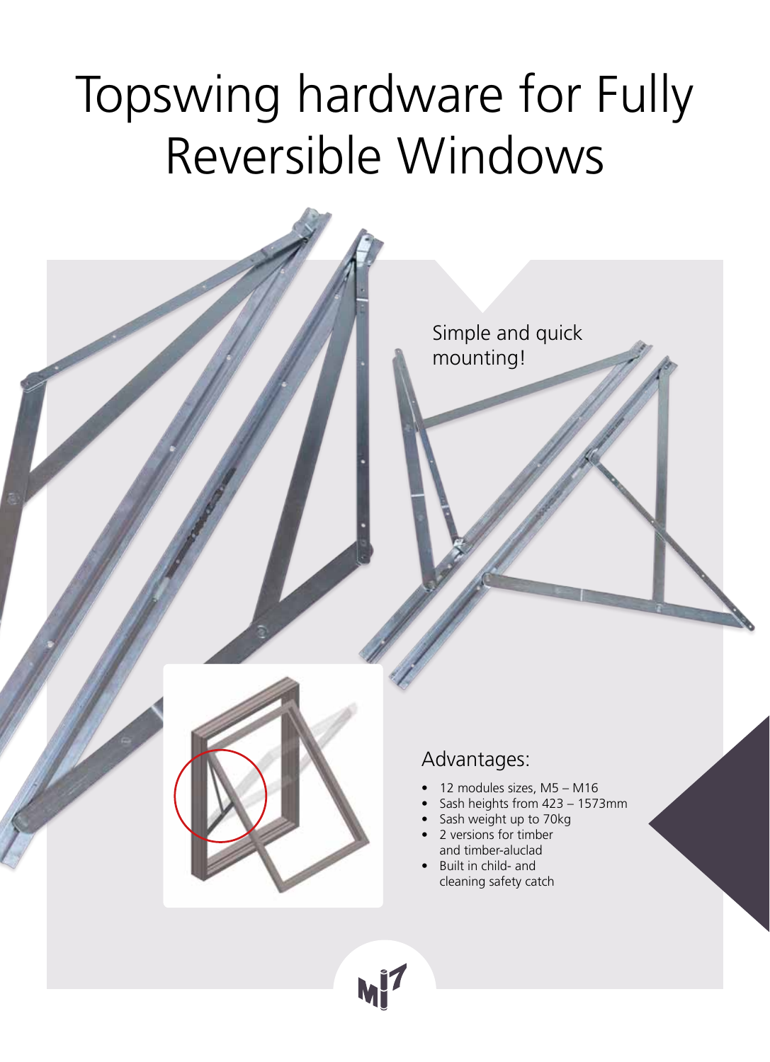# Topswing hardware for Fully Reversible Windows

Simple and quick mounting!

## Advantages:

- 12 modules sizes, M5 – M16
- Sash heights from 423 – 1573mm
- Sash weight up to 70kg
- 2 versions for timber and timber-aluclad
- Built in child- and cleaning safety catch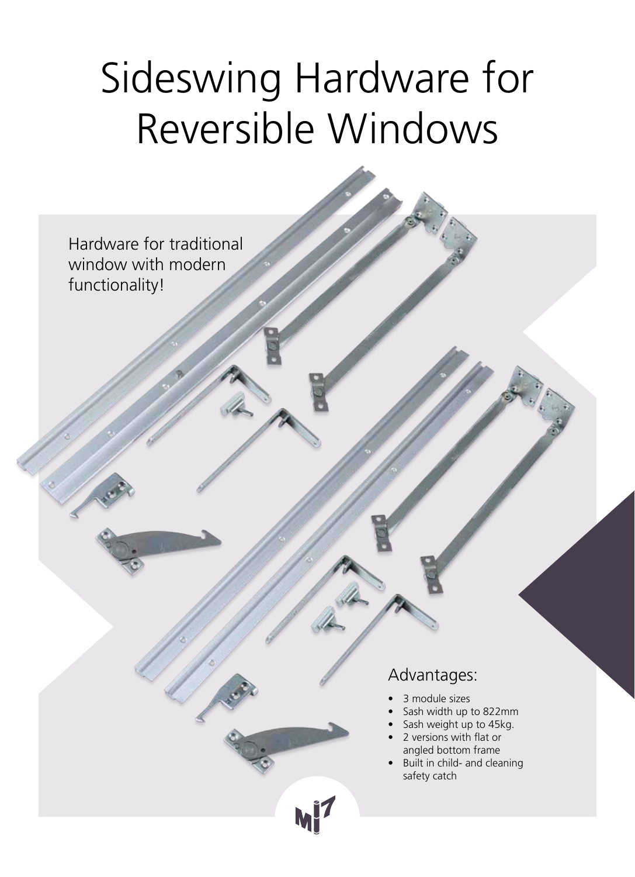# Sideswing Hardware for Reversible Windows

Hardware for traditional window with modern functionality!

## Advantages:

- 3 module sizes
- Sash width up to 822mm
- Sash weight up to 45kg.
- 2 versions with flat or angled bottom frame
- Built in child- and cleaning safety catch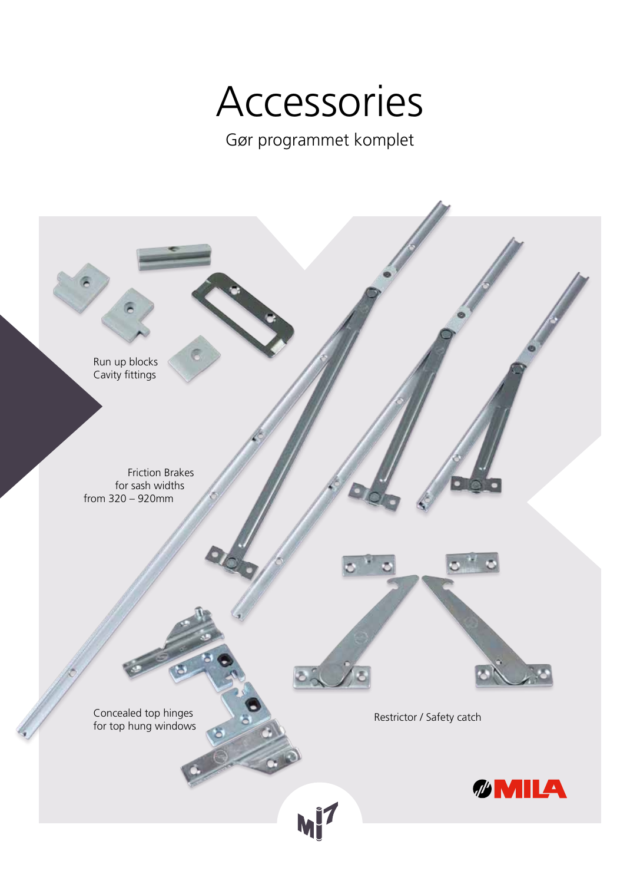# Accessories

Gør programmet komplet

Run up blocks
Cavity fittings

Friction Brakes
for sash widths
from 320 – 920mm

Concealed top hinges
for top hung windows

Restrictor / Safety catch

MILA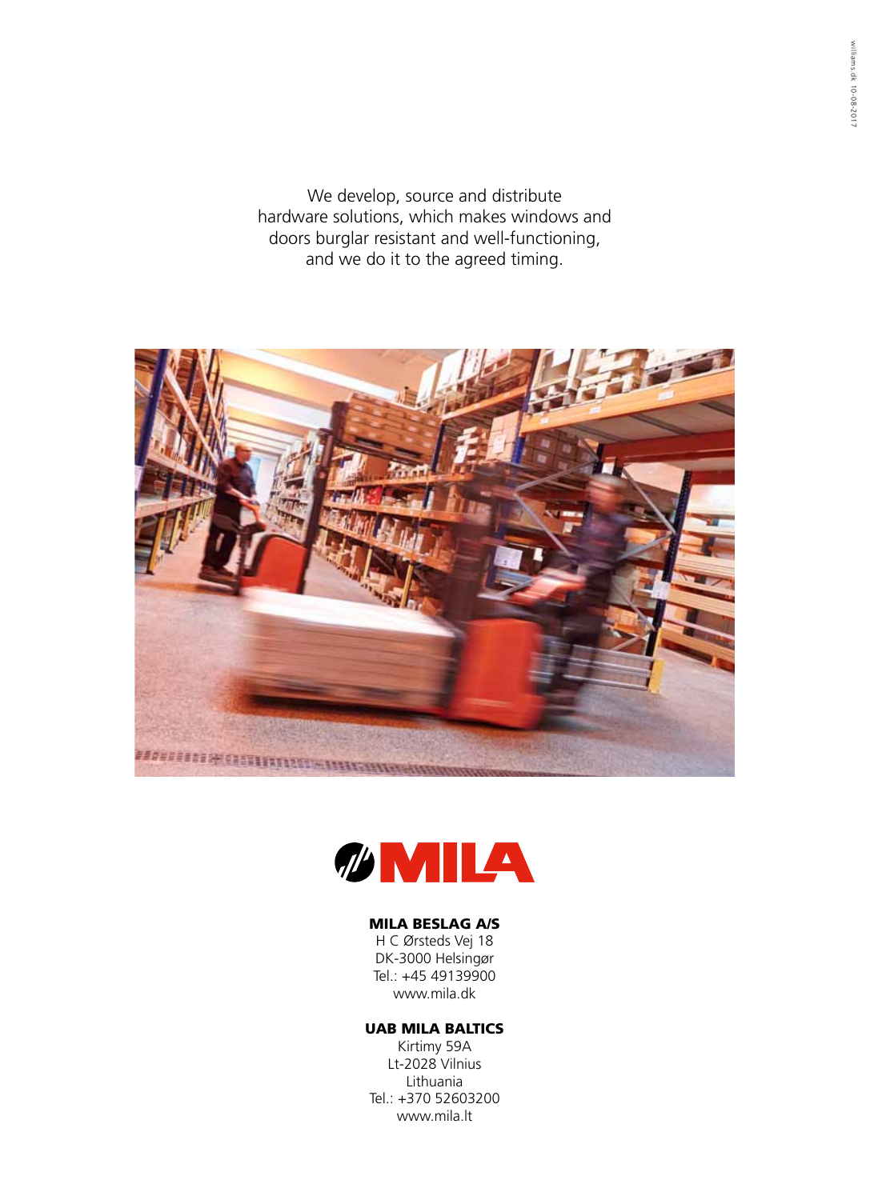We develop, source and distribute
hardware solutions, which makes windows and
doors burglar resistant and well-functioning,
and we do it to the agreed timing.

**MILA BESLAG A/S**
H C Ørsteds Vej 18
DK-3000 Helsingør
Tel.: +45 49139900
www.mila.dk

**UAB MILA BALTICS**
Kirtimy 59A
Lt-2028 Vilnius
Lithuania
Tel.: +370 52603200
www.mila.lt